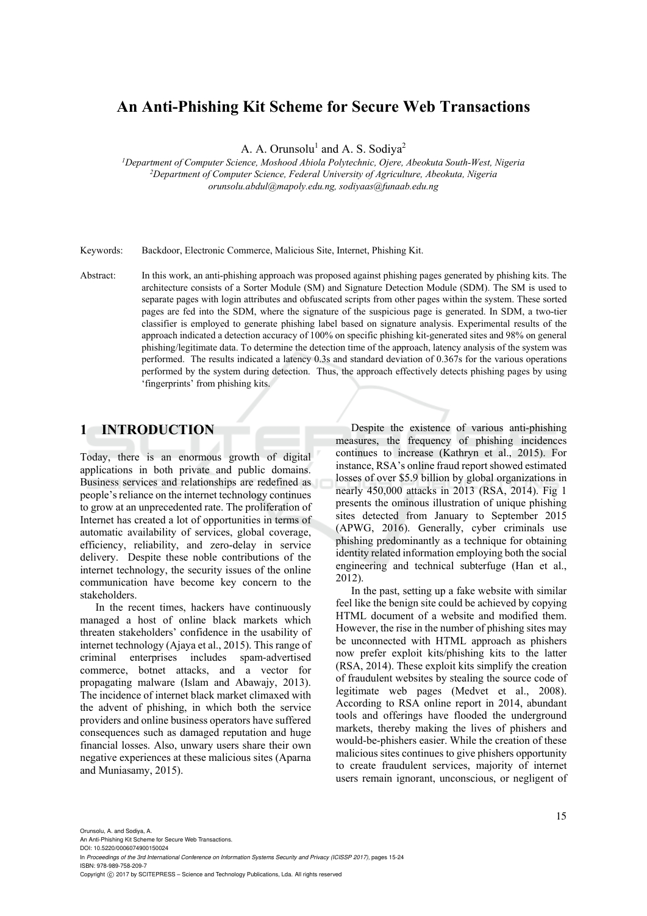# An Anti-Phishing Kit Scheme for Secure Web Transactions

A. A. Orunsolu[1] and A. S. Sodiya[2]

[1]Department of Computer Science, Moshood Abiola Polytechnic, Ojere, Abeokuta South-West, Nigeria
[2]Department of Computer Science, Federal University of Agriculture, Abeokuta, Nigeria
orunsolu.abdul@mapoly.edu.ng, sodiyaas@funaab.edu.ng

Keywords: Backdoor, Electronic Commerce, Malicious Site, Internet, Phishing Kit.

Abstract: In this work, an anti-phishing approach was proposed against phishing pages generated by phishing kits. The architecture consists of a Sorter Module (SM) and Signature Detection Module (SDM). The SM is used to separate pages with login attributes and obfuscated scripts from other pages within the system. These sorted pages are fed into the SDM, where the signature of the suspicious page is generated. In SDM, a two-tier classifier is employed to generate phishing label based on signature analysis. Experimental results of the approach indicated a detection accuracy of 100% on specific phishing kit-generated sites and 98% on general phishing/legitimate data. To determine the detection time of the approach, latency analysis of the system was performed. The results indicated a latency 0.3s and standard deviation of 0.367s for the various operations performed by the system during detection. Thus, the approach effectively detects phishing pages by using 'fingerprints' from phishing kits.

## 1 INTRODUCTION

Today, there is an enormous growth of digital applications in both private and public domains. Business services and relationships are redefined as people's reliance on the internet technology continues to grow at an unprecedented rate. The proliferation of Internet has created a lot of opportunities in terms of automatic availability of services, global coverage, efficiency, reliability, and zero-delay in service delivery. Despite these noble contributions of the internet technology, the security issues of the online communication have become key concern to the stakeholders.

In the recent times, hackers have continuously managed a host of online black markets which threaten stakeholders' confidence in the usability of internet technology (Ajaya et al., 2015). This range of criminal enterprises includes spam-advertised commerce, botnet attacks, and a vector for propagating malware (Islam and Abawajy, 2013). The incidence of internet black market climaxed with the advent of phishing, in which both the service providers and online business operators have suffered consequences such as damaged reputation and huge financial losses. Also, unwary users share their own negative experiences at these malicious sites (Aparna and Muniasamy, 2015).

Despite the existence of various anti-phishing measures, the frequency of phishing incidences continues to increase (Kathryn et al., 2015). For instance, RSA's online fraud report showed estimated losses of over $5.9 billion by global organizations in nearly 450,000 attacks in 2013 (RSA, 2014). Fig 1 presents the ominous illustration of unique phishing sites detected from January to September 2015 (APWG, 2016). Generally, cyber criminals use phishing predominantly as a technique for obtaining identity related information employing both the social engineering and technical subterfuge (Han et al., 2012).

In the past, setting up a fake website with similar feel like the benign site could be achieved by copying HTML document of a website and modified them. However, the rise in the number of phishing sites may be unconnected with HTML approach as phishers now prefer exploit kits/phishing kits to the latter (RSA, 2014). These exploit kits simplify the creation of fraudulent websites by stealing the source code of legitimate web pages (Medvet et al., 2008). According to RSA online report in 2014, abundant tools and offerings have flooded the underground markets, thereby making the lives of phishers and would-be-phishers easier. While the creation of these malicious sites continues to give phishers opportunity to create fraudulent services, majority of internet users remain ignorant, unconscious, or negligent of

Orunsolu, A. and Sodiya, A.
An Anti-Phishing Kit Scheme for Secure Web Transactions.
DOI: 10.5220/0006074900150024
In *Proceedings of the 3rd International Conference on Information Systems Security and Privacy (ICISSP 2017)*, pages 15-24
ISBN: 978-989-758-209-7
Copyright © 2017 by SCITEPRESS – Science and Technology Publications, Lda. All rights reserved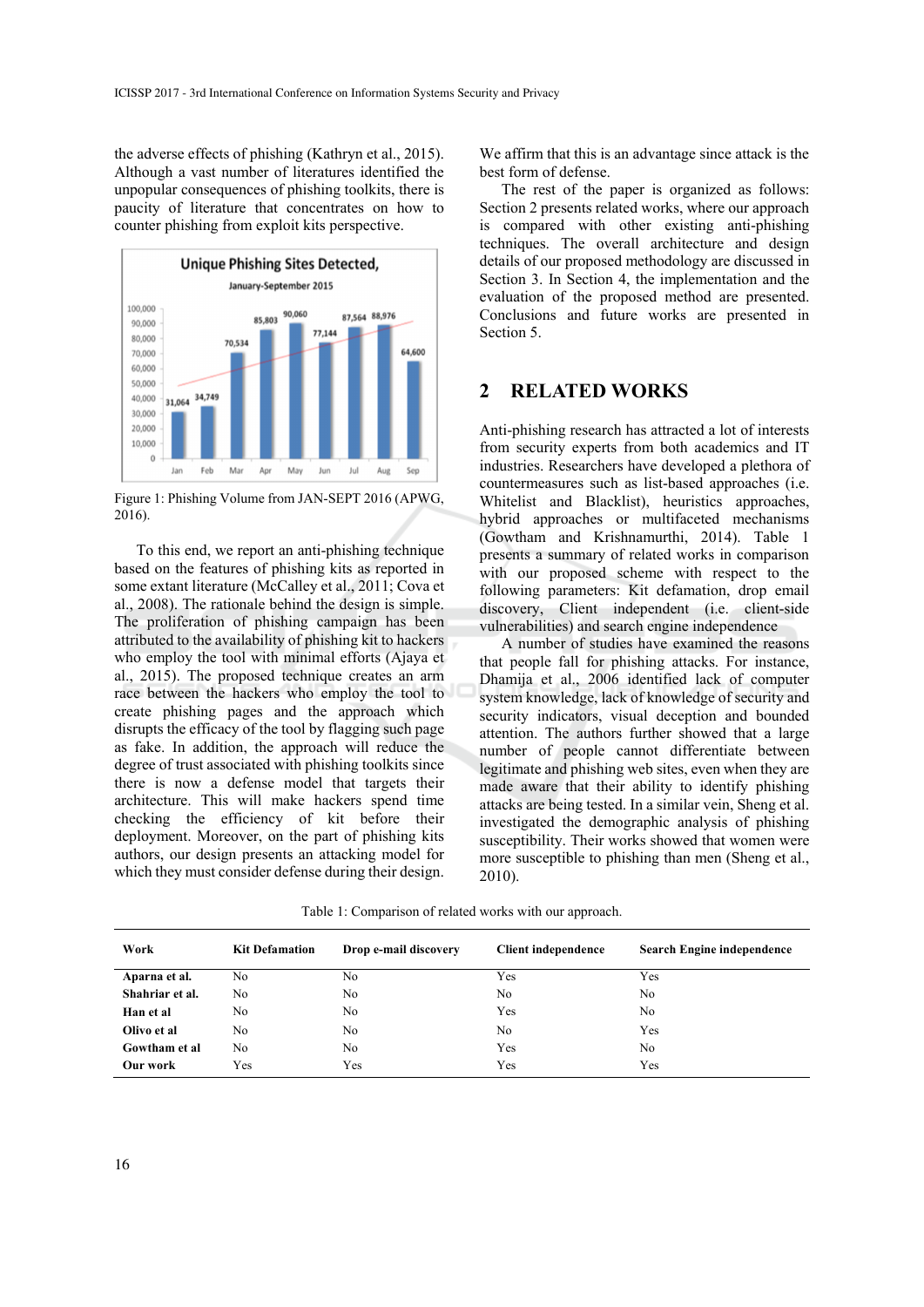the adverse effects of phishing (Kathryn et al., 2015). Although a vast number of literatures identified the unpopular consequences of phishing toolkits, there is paucity of literature that concentrates on how to counter phishing from exploit kits perspective.

Figure 1: Phishing Volume from JAN-SEPT 2016 (APWG, 2016).

To this end, we report an anti-phishing technique based on the features of phishing kits as reported in some extant literature (McCalley et al., 2011; Cova et al., 2008). The rationale behind the design is simple. The proliferation of phishing campaign has been attributed to the availability of phishing kit to hackers who employ the tool with minimal efforts (Ajaya et al., 2015). The proposed technique creates an arm race between the hackers who employ the tool to create phishing pages and the approach which disrupts the efficacy of the tool by flagging such page as fake. In addition, the approach will reduce the degree of trust associated with phishing toolkits since there is now a defense model that targets their architecture. This will make hackers spend time checking the efficiency of kit before their deployment. Moreover, on the part of phishing kits authors, our design presents an attacking model for which they must consider defense during their design. We affirm that this is an advantage since attack is the best form of defense.

The rest of the paper is organized as follows: Section 2 presents related works, where our approach is compared with other existing anti-phishing techniques. The overall architecture and design details of our proposed methodology are discussed in Section 3. In Section 4, the implementation and the evaluation of the proposed method are presented. Conclusions and future works are presented in Section 5.

## 2 RELATED WORKS

Anti-phishing research has attracted a lot of interests from security experts from both academics and IT industries. Researchers have developed a plethora of countermeasures such as list-based approaches (i.e. Whitelist and Blacklist), heuristics approaches, hybrid approaches or multifaceted mechanisms (Gowtham and Krishnamurthi, 2014). Table 1 presents a summary of related works in comparison with our proposed scheme with respect to the following parameters: Kit defamation, drop email discovery, Client independent (i.e. client-side vulnerabilities) and search engine independence

A number of studies have examined the reasons that people fall for phishing attacks. For instance, Dhamija et al., 2006 identified lack of computer system knowledge, lack of knowledge of security and security indicators, visual deception and bounded attention. The authors further showed that a large number of people cannot differentiate between legitimate and phishing web sites, even when they are made aware that their ability to identify phishing attacks are being tested. In a similar vein, Sheng et al. investigated the demographic analysis of phishing susceptibility. Their works showed that women were more susceptible to phishing than men (Sheng et al., 2010).

Table 1: Comparison of related works with our approach.

| Work | Kit Defamation | Drop e-mail discovery | Client independence | Search Engine independence |
|---|---|---|---|---|
| **Aparna et al.** | No | No | Yes | Yes |
| **Shahriar et al.** | No | No | No | No |
| **Han et al** | No | No | Yes | No |
| **Olivo et al** | No | No | No | Yes |
| **Gowtham et al** | No | No | Yes | No |
| **Our work** | Yes | Yes | Yes | Yes |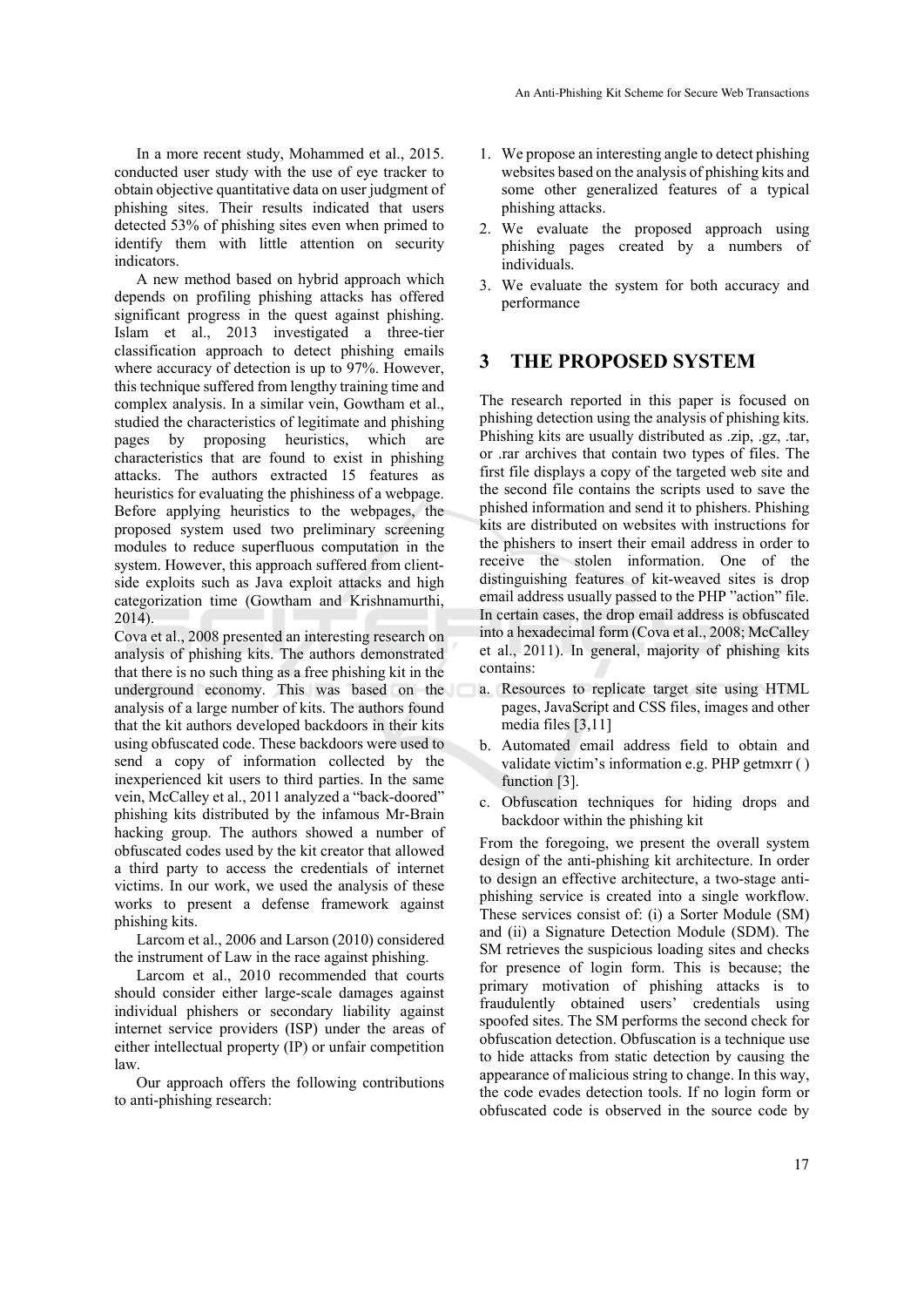In a more recent study, Mohammed et al., 2015. conducted user study with the use of eye tracker to obtain objective quantitative data on user judgment of phishing sites. Their results indicated that users detected 53% of phishing sites even when primed to identify them with little attention on security indicators.

A new method based on hybrid approach which depends on profiling phishing attacks has offered significant progress in the quest against phishing. Islam et al., 2013 investigated a three-tier classification approach to detect phishing emails where accuracy of detection is up to 97%. However, this technique suffered from lengthy training time and complex analysis. In a similar vein, Gowtham et al., studied the characteristics of legitimate and phishing pages by proposing heuristics, which are characteristics that are found to exist in phishing attacks. The authors extracted 15 features as heuristics for evaluating the phishiness of a webpage. Before applying heuristics to the webpages, the proposed system used two preliminary screening modules to reduce superfluous computation in the system. However, this approach suffered from client-side exploits such as Java exploit attacks and high categorization time (Gowtham and Krishnamurthi, 2014).

Cova et al., 2008 presented an interesting research on analysis of phishing kits. The authors demonstrated that there is no such thing as a free phishing kit in the underground economy. This was based on the analysis of a large number of kits. The authors found that the kit authors developed backdoors in their kits using obfuscated code. These backdoors were used to send a copy of information collected by the inexperienced kit users to third parties. In the same vein, McCalley et al., 2011 analyzed a "back-doored" phishing kits distributed by the infamous Mr-Brain hacking group. The authors showed a number of obfuscated codes used by the kit creator that allowed a third party to access the credentials of internet victims. In our work, we used the analysis of these works to present a defense framework against phishing kits.

Larcom et al., 2006 and Larson (2010) considered the instrument of Law in the race against phishing.

Larcom et al., 2010 recommended that courts should consider either large-scale damages against individual phishers or secondary liability against internet service providers (ISP) under the areas of either intellectual property (IP) or unfair competition law.

Our approach offers the following contributions to anti-phishing research:

1. We propose an interesting angle to detect phishing websites based on the analysis of phishing kits and some other generalized features of a typical phishing attacks.
2. We evaluate the proposed approach using phishing pages created by a numbers of individuals.
3. We evaluate the system for both accuracy and performance

## 3 THE PROPOSED SYSTEM

The research reported in this paper is focused on phishing detection using the analysis of phishing kits. Phishing kits are usually distributed as .zip, .gz, .tar, or .rar archives that contain two types of files. The first file displays a copy of the targeted web site and the second file contains the scripts used to save the phished information and send it to phishers. Phishing kits are distributed on websites with instructions for the phishers to insert their email address in order to receive the stolen information. One of the distinguishing features of kit-weaved sites is drop email address usually passed to the PHP "action" file. In certain cases, the drop email address is obfuscated into a hexadecimal form (Cova et al., 2008; McCalley et al., 2011). In general, majority of phishing kits contains:

a. Resources to replicate target site using HTML pages, JavaScript and CSS files, images and other media files [3,11]
b. Automated email address field to obtain and validate victim's information e.g. PHP getmxrr ( ) function [3].
c. Obfuscation techniques for hiding drops and backdoor within the phishing kit

From the foregoing, we present the overall system design of the anti-phishing kit architecture. In order to design an effective architecture, a two-stage anti-phishing service is created into a single workflow. These services consist of: (i) a Sorter Module (SM) and (ii) a Signature Detection Module (SDM). The SM retrieves the suspicious loading sites and checks for presence of login form. This is because; the primary motivation of phishing attacks is to fraudulently obtained users' credentials using spoofed sites. The SM performs the second check for obfuscation detection. Obfuscation is a technique use to hide attacks from static detection by causing the appearance of malicious string to change. In this way, the code evades detection tools. If no login form or obfuscated code is observed in the source code by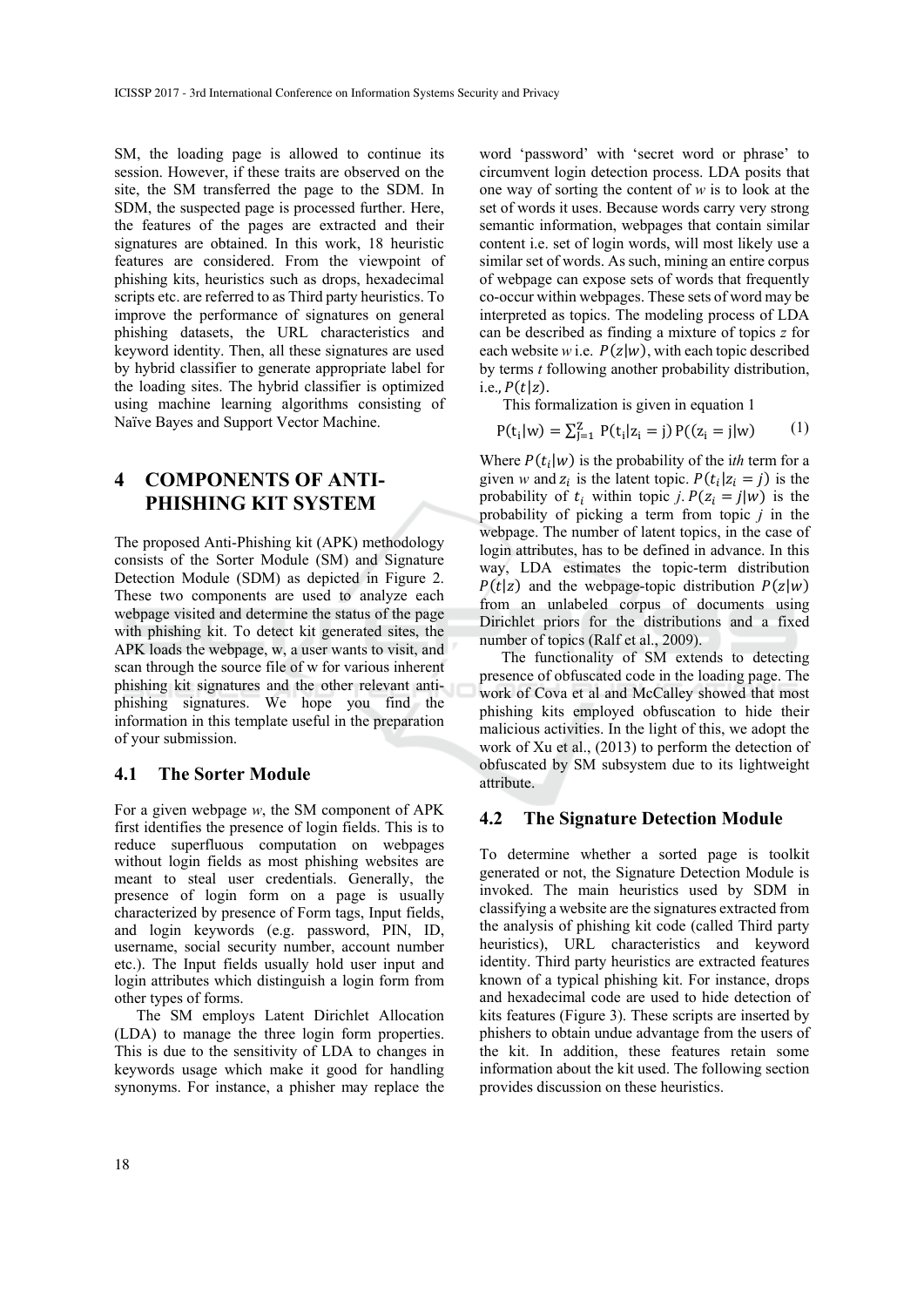SM, the loading page is allowed to continue its session. However, if these traits are observed on the site, the SM transferred the page to the SDM. In SDM, the suspected page is processed further. Here, the features of the pages are extracted and their signatures are obtained. In this work, 18 heuristic features are considered. From the viewpoint of phishing kits, heuristics such as drops, hexadecimal scripts etc. are referred to as Third party heuristics. To improve the performance of signatures on general phishing datasets, the URL characteristics and keyword identity. Then, all these signatures are used by hybrid classifier to generate appropriate label for the loading sites. The hybrid classifier is optimized using machine learning algorithms consisting of Naïve Bayes and Support Vector Machine.

# 4 COMPONENTS OF ANTI-PHISHING KIT SYSTEM

The proposed Anti-Phishing kit (APK) methodology consists of the Sorter Module (SM) and Signature Detection Module (SDM) as depicted in Figure 2. These two components are used to analyze each webpage visited and determine the status of the page with phishing kit. To detect kit generated sites, the APK loads the webpage, w, a user wants to visit, and scan through the source file of w for various inherent phishing kit signatures and the other relevant anti-phishing signatures. We hope you find the information in this template useful in the preparation of your submission.

## 4.1 The Sorter Module

For a given webpage *w*, the SM component of APK first identifies the presence of login fields. This is to reduce superfluous computation on webpages without login fields as most phishing websites are meant to steal user credentials. Generally, the presence of login form on a page is usually characterized by presence of Form tags, Input fields, and login keywords (e.g. password, PIN, ID, username, social security number, account number etc.). The Input fields usually hold user input and login attributes which distinguish a login form from other types of forms.

The SM employs Latent Dirichlet Allocation (LDA) to manage the three login form properties. This is due to the sensitivity of LDA to changes in keywords usage which make it good for handling synonyms. For instance, a phisher may replace the word 'password' with 'secret word or phrase' to circumvent login detection process. LDA posits that one way of sorting the content of *w* is to look at the set of words it uses. Because words carry very strong semantic information, webpages that contain similar content i.e. set of login words, will most likely use a similar set of words. As such, mining an entire corpus of webpage can expose sets of words that frequently co-occur within webpages. These sets of word may be interpreted as topics. The modeling process of LDA can be described as finding a mixture of topics *z* for each website *w* i.e. $P(z|w)$, with each topic described by terms *t* following another probability distribution, i.e., $P(t|z)$.

This formalization is given in equation 1

$$P(t_i|w) = \sum_{j=1}^{Z} P(t_i|z_i = j)\, P((z_i = j|w) \qquad (1)$$

Where $P(t_i|w)$ is the probability of the i*th* term for a given *w* and $z_i$ is the latent topic. $P(t_i|z_i = j)$ is the probability of $t_i$ within topic *j*. $P(z_i = j|w)$ is the probability of picking a term from topic *j* in the webpage. The number of latent topics, in the case of login attributes, has to be defined in advance. In this way, LDA estimates the topic-term distribution $P(t|z)$ and the webpage-topic distribution $P(z|w)$ from an unlabeled corpus of documents using Dirichlet priors for the distributions and a fixed number of topics (Ralf et al., 2009).

The functionality of SM extends to detecting presence of obfuscated code in the loading page. The work of Cova et al and McCalley showed that most phishing kits employed obfuscation to hide their malicious activities. In the light of this, we adopt the work of Xu et al., (2013) to perform the detection of obfuscated by SM subsystem due to its lightweight attribute.

## 4.2 The Signature Detection Module

To determine whether a sorted page is toolkit generated or not, the Signature Detection Module is invoked. The main heuristics used by SDM in classifying a website are the signatures extracted from the analysis of phishing kit code (called Third party heuristics), URL characteristics and keyword identity. Third party heuristics are extracted features known of a typical phishing kit. For instance, drops and hexadecimal code are used to hide detection of kits features (Figure 3). These scripts are inserted by phishers to obtain undue advantage from the users of the kit. In addition, these features retain some information about the kit used. The following section provides discussion on these heuristics.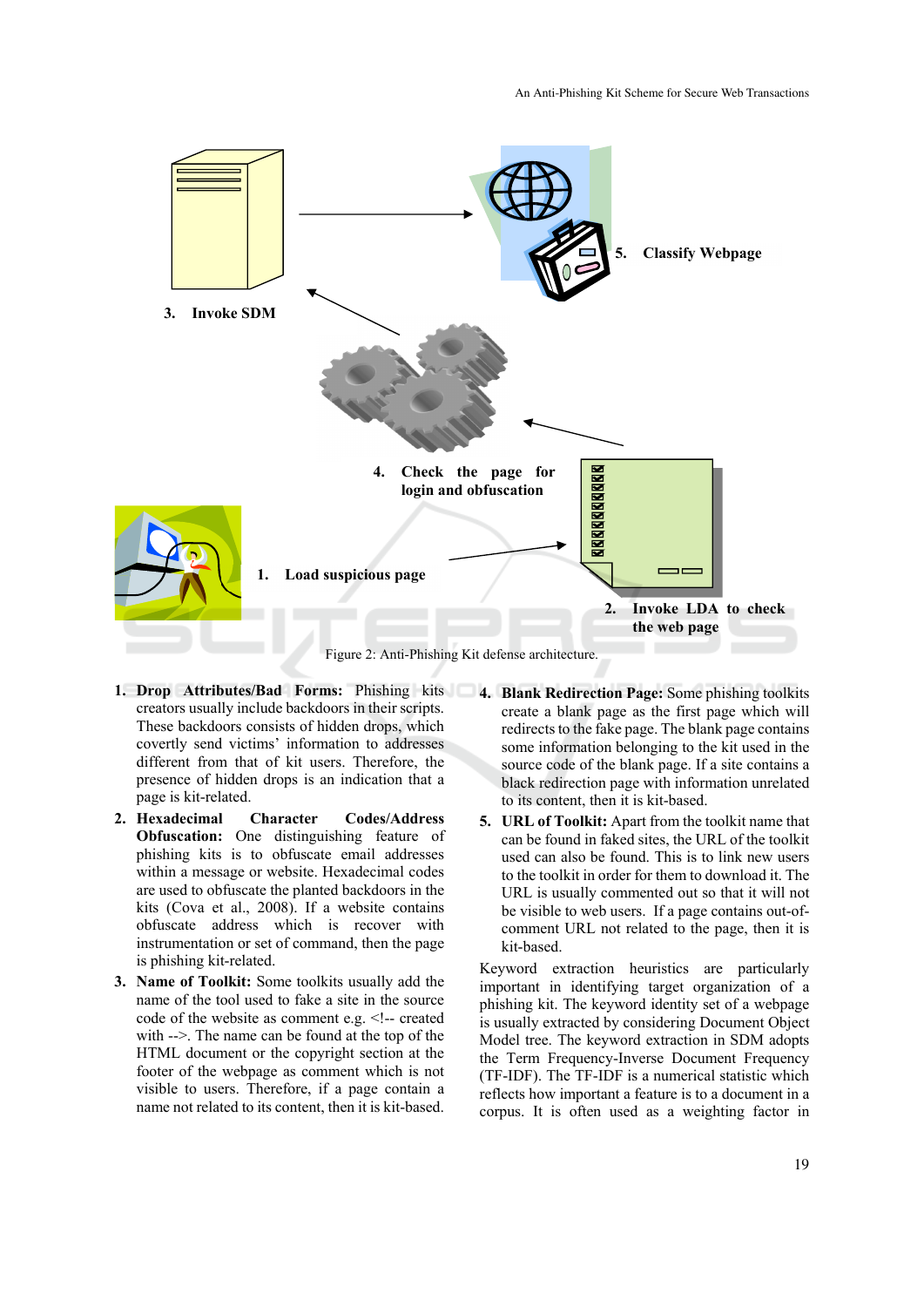3. Invoke SDM

5. Classify Webpage

4. Check the page for login and obfuscation

1. Load suspicious page

2. Invoke LDA to check the web page

Figure 2: Anti-Phishing Kit defense architecture.

1. **Drop Attributes/Bad Forms:** Phishing kits creators usually include backdoors in their scripts. These backdoors consists of hidden drops, which covertly send victims' information to addresses different from that of kit users. Therefore, the presence of hidden drops is an indication that a page is kit-related.
2. **Hexadecimal Character Codes/Address Obfuscation:** One distinguishing feature of phishing kits is to obfuscate email addresses within a message or website. Hexadecimal codes are used to obfuscate the planted backdoors in the kits (Cova et al., 2008). If a website contains obfuscate address which is recover with instrumentation or set of command, then the page is phishing kit-related.
3. **Name of Toolkit:** Some toolkits usually add the name of the tool used to fake a site in the source code of the website as comment e.g. <!-- created with -->. The name can be found at the top of the HTML document or the copyright section at the footer of the webpage as comment which is not visible to users. Therefore, if a page contain a name not related to its content, then it is kit-based.
4. **Blank Redirection Page:** Some phishing toolkits create a blank page as the first page which will redirects to the fake page. The blank page contains some information belonging to the kit used in the source code of the blank page. If a site contains a black redirection page with information unrelated to its content, then it is kit-based.
5. **URL of Toolkit:** Apart from the toolkit name that can be found in faked sites, the URL of the toolkit used can also be found. This is to link new users to the toolkit in order for them to download it. The URL is usually commented out so that it will not be visible to web users. If a page contains out-of-comment URL not related to the page, then it is kit-based.

Keyword extraction heuristics are particularly important in identifying target organization of a phishing kit. The keyword identity set of a webpage is usually extracted by considering Document Object Model tree. The keyword extraction in SDM adopts the Term Frequency-Inverse Document Frequency (TF-IDF). The TF-IDF is a numerical statistic which reflects how important a feature is to a document in a corpus. It is often used as a weighting factor in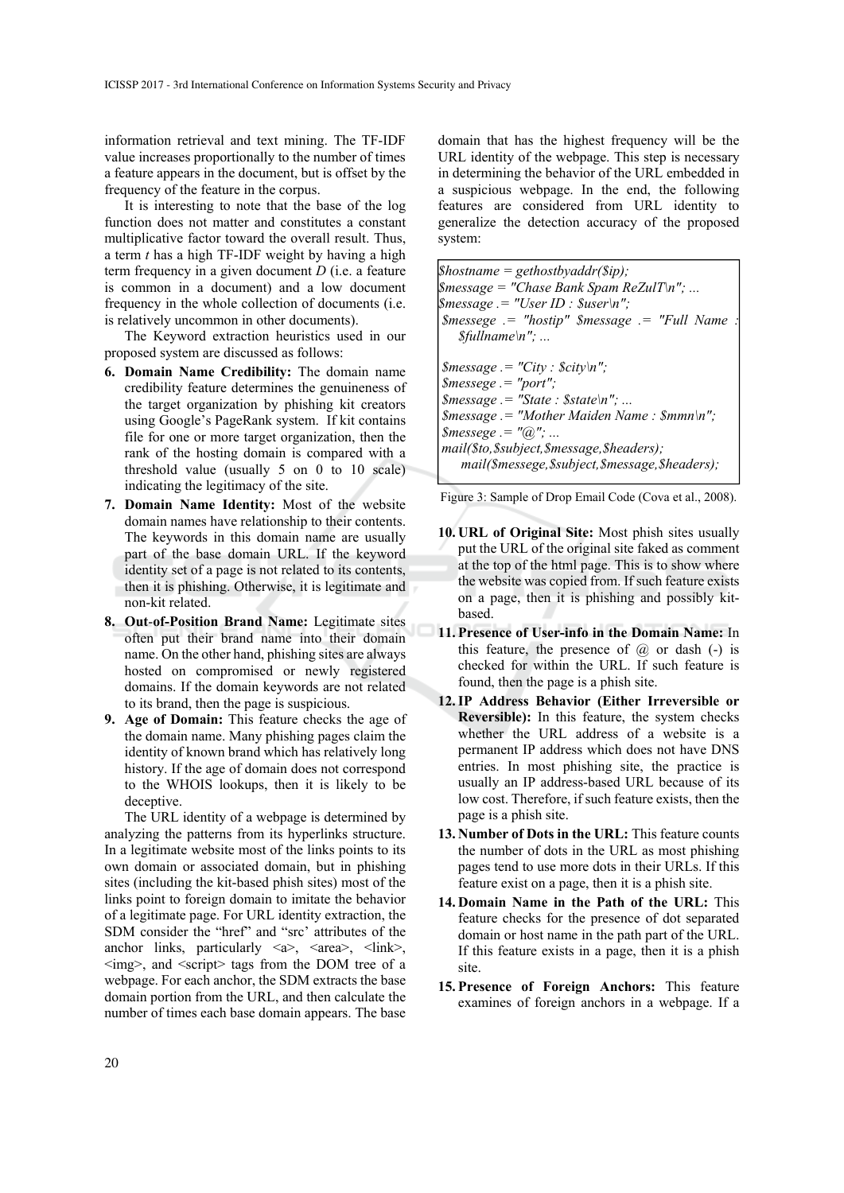information retrieval and text mining. The TF-IDF value increases proportionally to the number of times a feature appears in the document, but is offset by the frequency of the feature in the corpus.

It is interesting to note that the base of the log function does not matter and constitutes a constant multiplicative factor toward the overall result. Thus, a term $t$ has a high TF-IDF weight by having a high term frequency in a given document $D$ (i.e. a feature is common in a document) and a low document frequency in the whole collection of documents (i.e. is relatively uncommon in other documents).

The Keyword extraction heuristics used in our proposed system are discussed as follows:

6. **Domain Name Credibility:** The domain name credibility feature determines the genuineness of the target organization by phishing kit creators using Google's PageRank system. If kit contains file for one or more target organization, then the rank of the hosting domain is compared with a threshold value (usually 5 on 0 to 10 scale) indicating the legitimacy of the site.
7. **Domain Name Identity:** Most of the website domain names have relationship to their contents. The keywords in this domain name are usually part of the base domain URL. If the keyword identity set of a page is not related to its contents, then it is phishing. Otherwise, it is legitimate and non-kit related.
8. **Out-of-Position Brand Name:** Legitimate sites often put their brand name into their domain name. On the other hand, phishing sites are always hosted on compromised or newly registered domains. If the domain keywords are not related to its brand, then the page is suspicious.
9. **Age of Domain:** This feature checks the age of the domain name. Many phishing pages claim the identity of known brand which has relatively long history. If the age of domain does not correspond to the WHOIS lookups, then it is likely to be deceptive.

The URL identity of a webpage is determined by analyzing the patterns from its hyperlinks structure. In a legitimate website most of the links points to its own domain or associated domain, but in phishing sites (including the kit-based phish sites) most of the links point to foreign domain to imitate the behavior of a legitimate page. For URL identity extraction, the SDM consider the "href" and "src' attributes of the anchor links, particularly <a>, <area>, <link>, <img>, and <script> tags from the DOM tree of a webpage. For each anchor, the SDM extracts the base domain portion from the URL, and then calculate the number of times each base domain appears. The base domain that has the highest frequency will be the URL identity of the webpage. This step is necessary in determining the behavior of the URL embedded in a suspicious webpage. In the end, the following features are considered from URL identity to generalize the detection accuracy of the proposed system:

```
$hostname = gethostbyaddr($ip);
$message = "Chase Bank Spam ReZulT\n"; ...
$message .= "User ID : $user\n";
 $messege .= "hostip" $message .= "Full Name : $fullname\n"; ...

$message .= "City : $city\n";
$messege .= "port";
$message .= "State : $state\n"; ...
$message .= "Mother Maiden Name : $mmn\n";
$messege .= "@"; ...
mail($to,$subject,$message,$headers);
    mail($messege,$subject,$message,$headers);
```

Figure 3: Sample of Drop Email Code (Cova et al., 2008).

10. **URL of Original Site:** Most phish sites usually put the URL of the original site faked as comment at the top of the html page. This is to show where the website was copied from. If such feature exists on a page, then it is phishing and possibly kit-based.
11. **Presence of User-info in the Domain Name:** In this feature, the presence of @ or dash (-) is checked for within the URL. If such feature is found, then the page is a phish site.
12. **IP Address Behavior (Either Irreversible or Reversible):** In this feature, the system checks whether the URL address of a website is a permanent IP address which does not have DNS entries. In most phishing site, the practice is usually an IP address-based URL because of its low cost. Therefore, if such feature exists, then the page is a phish site.
13. **Number of Dots in the URL:** This feature counts the number of dots in the URL as most phishing pages tend to use more dots in their URLs. If this feature exist on a page, then it is a phish site.
14. **Domain Name in the Path of the URL:** This feature checks for the presence of dot separated domain or host name in the path part of the URL. If this feature exists in a page, then it is a phish site.
15. **Presence of Foreign Anchors:** This feature examines of foreign anchors in a webpage. If a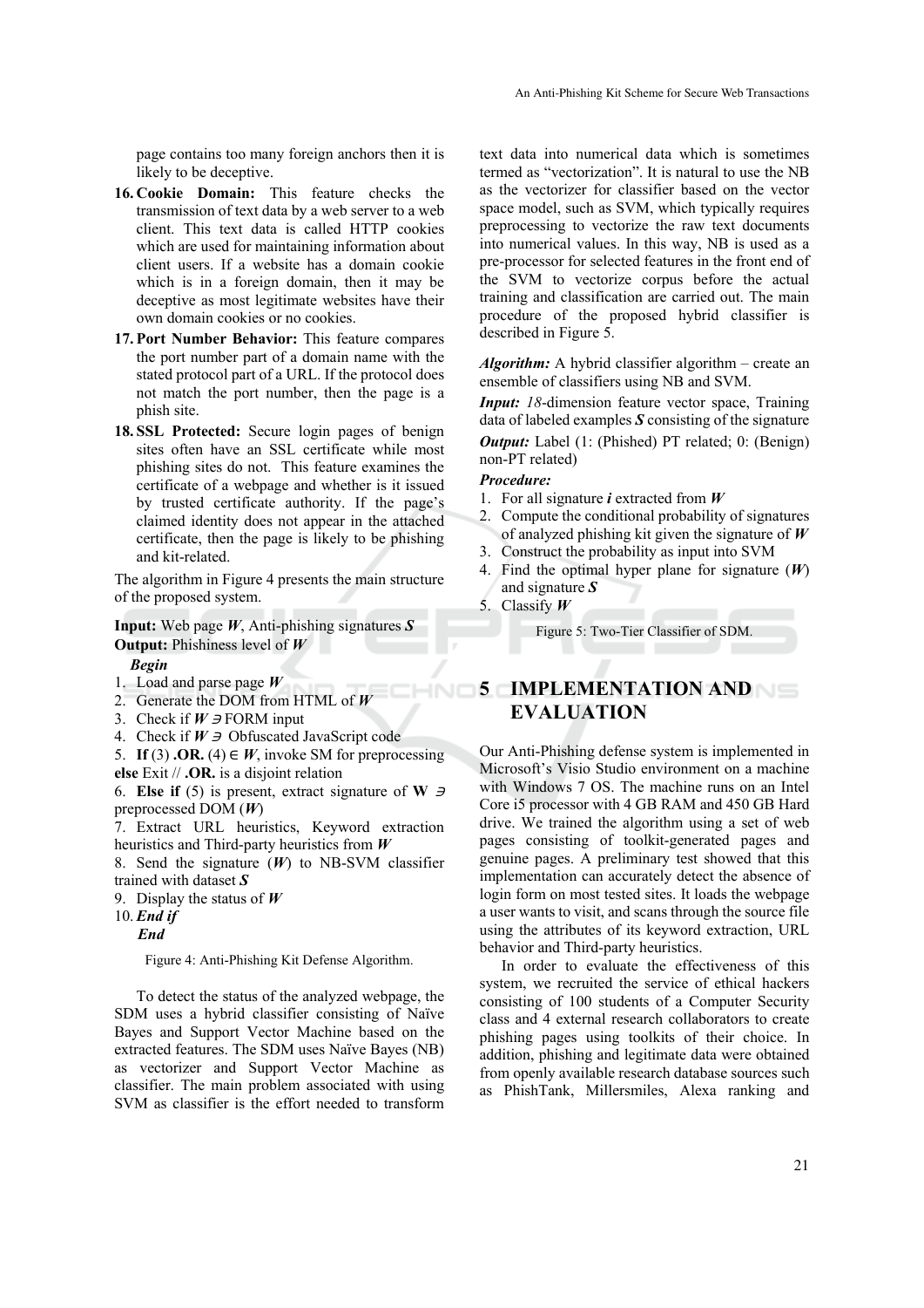page contains too many foreign anchors then it is likely to be deceptive.

16. **Cookie Domain:** This feature checks the transmission of text data by a web server to a web client. This text data is called HTTP cookies which are used for maintaining information about client users. If a website has a domain cookie which is in a foreign domain, then it may be deceptive as most legitimate websites have their own domain cookies or no cookies.
17. **Port Number Behavior:** This feature compares the port number part of a domain name with the stated protocol part of a URL. If the protocol does not match the port number, then the page is a phish site.
18. **SSL Protected:** Secure login pages of benign sites often have an SSL certificate while most phishing sites do not. This feature examines the certificate of a webpage and whether is it issued by trusted certificate authority. If the page's claimed identity does not appear in the attached certificate, then the page is likely to be phishing and kit-related.

The algorithm in Figure 4 presents the main structure of the proposed system.

**Input:** Web page ***W***, Anti-phishing signatures ***S***
**Output:** Phishiness level of ***W***

***Begin***

1. Load and parse page ***W***
2. Generate the DOM from HTML of ***W***
3. Check if ***W*** ∋ FORM input
4. Check if ***W*** ∋ Obfuscated JavaScript code
5. **If** (3) **.OR.** (4) ∈ ***W***, invoke SM for preprocessing **else** Exit // **.OR.** is a disjoint relation
6. **Else if** (5) is present, extract signature of **W** ∋ preprocessed DOM (***W***)
7. Extract URL heuristics, Keyword extraction heuristics and Third-party heuristics from ***W***
8. Send the signature (***W***) to NB-SVM classifier trained with dataset ***S***
9. Display the status of ***W***
10. ***End if***

***End***

Figure 4: Anti-Phishing Kit Defense Algorithm.

To detect the status of the analyzed webpage, the SDM uses a hybrid classifier consisting of Naïve Bayes and Support Vector Machine based on the extracted features. The SDM uses Naïve Bayes (NB) as vectorizer and Support Vector Machine as classifier. The main problem associated with using SVM as classifier is the effort needed to transform text data into numerical data which is sometimes termed as "vectorization". It is natural to use the NB as the vectorizer for classifier based on the vector space model, such as SVM, which typically requires preprocessing to vectorize the raw text documents into numerical values. In this way, NB is used as a pre-processor for selected features in the front end of the SVM to vectorize corpus before the actual training and classification are carried out. The main procedure of the proposed hybrid classifier is described in Figure 5.

***Algorithm:*** A hybrid classifier algorithm – create an ensemble of classifiers using NB and SVM.

***Input:*** *18*-dimension feature vector space, Training data of labeled examples ***S*** consisting of the signature

***Output:*** Label (1: (Phished) PT related; 0: (Benign) non-PT related)

***Procedure:***

1. For all signature ***i*** extracted from ***W***
2. Compute the conditional probability of signatures of analyzed phishing kit given the signature of ***W***
3. Construct the probability as input into SVM
4. Find the optimal hyper plane for signature (***W***) and signature ***S***
5. Classify ***W***

Figure 5: Two-Tier Classifier of SDM.

## 5 IMPLEMENTATION AND EVALUATION

Our Anti-Phishing defense system is implemented in Microsoft's Visio Studio environment on a machine with Windows 7 OS. The machine runs on an Intel Core i5 processor with 4 GB RAM and 450 GB Hard drive. We trained the algorithm using a set of web pages consisting of toolkit-generated pages and genuine pages. A preliminary test showed that this implementation can accurately detect the absence of login form on most tested sites. It loads the webpage a user wants to visit, and scans through the source file using the attributes of its keyword extraction, URL behavior and Third-party heuristics.

In order to evaluate the effectiveness of this system, we recruited the service of ethical hackers consisting of 100 students of a Computer Security class and 4 external research collaborators to create phishing pages using toolkits of their choice. In addition, phishing and legitimate data were obtained from openly available research database sources such as PhishTank, Millersmiles, Alexa ranking and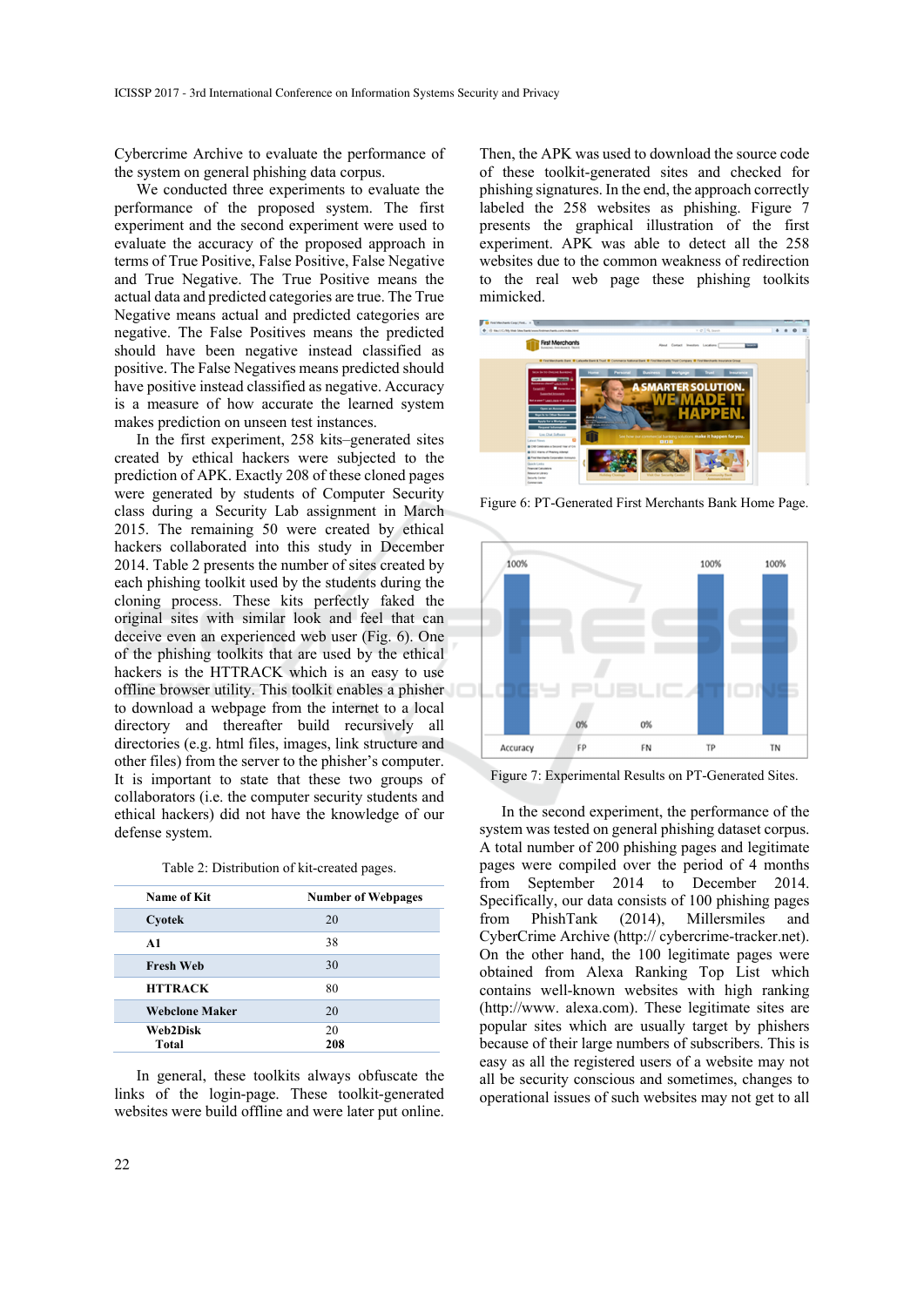Cybercrime Archive to evaluate the performance of the system on general phishing data corpus.

We conducted three experiments to evaluate the performance of the proposed system. The first experiment and the second experiment were used to evaluate the accuracy of the proposed approach in terms of True Positive, False Positive, False Negative and True Negative. The True Positive means the actual data and predicted categories are true. The True Negative means actual and predicted categories are negative. The False Positives means the predicted should have been negative instead classified as positive. The False Negatives means predicted should have positive instead classified as negative. Accuracy is a measure of how accurate the learned system makes prediction on unseen test instances.

In the first experiment, 258 kits–generated sites created by ethical hackers were subjected to the prediction of APK. Exactly 208 of these cloned pages were generated by students of Computer Security class during a Security Lab assignment in March 2015. The remaining 50 were created by ethical hackers collaborated into this study in December 2014. Table 2 presents the number of sites created by each phishing toolkit used by the students during the cloning process. These kits perfectly faked the original sites with similar look and feel that can deceive even an experienced web user (Fig. 6). One of the phishing toolkits that are used by the ethical hackers is the HTTRACK which is an easy to use offline browser utility. This toolkit enables a phisher to download a webpage from the internet to a local directory and thereafter build recursively all directories (e.g. html files, images, link structure and other files) from the server to the phisher's computer. It is important to state that these two groups of collaborators (i.e. the computer security students and ethical hackers) did not have the knowledge of our defense system.

Table 2: Distribution of kit-created pages.

| Name of Kit | Number of Webpages |
|---|---|
| Cyotek | 20 |
| A1 | 38 |
| Fresh Web | 30 |
| HTTRACK | 80 |
| Webclone Maker | 20 |
| Web2Disk | 20 |
| Total | 208 |

In general, these toolkits always obfuscate the links of the login-page. These toolkit-generated websites were build offline and were later put online. Then, the APK was used to download the source code of these toolkit-generated sites and checked for phishing signatures. In the end, the approach correctly labeled the 258 websites as phishing. Figure 7 presents the graphical illustration of the first experiment. APK was able to detect all the 258 websites due to the common weakness of redirection to the real web page these phishing toolkits mimicked.

Figure 6: PT-Generated First Merchants Bank Home Page.

Figure 7: Experimental Results on PT-Generated Sites.

In the second experiment, the performance of the system was tested on general phishing dataset corpus. A total number of 200 phishing pages and legitimate pages were compiled over the period of 4 months from September 2014 to December 2014. Specifically, our data consists of 100 phishing pages from PhishTank (2014), Millersmiles and CyberCrime Archive (http:// cybercrime-tracker.net). On the other hand, the 100 legitimate pages were obtained from Alexa Ranking Top List which contains well-known websites with high ranking (http://www. alexa.com). These legitimate sites are popular sites which are usually target by phishers because of their large numbers of subscribers. This is easy as all the registered users of a website may not all be security conscious and sometimes, changes to operational issues of such websites may not get to all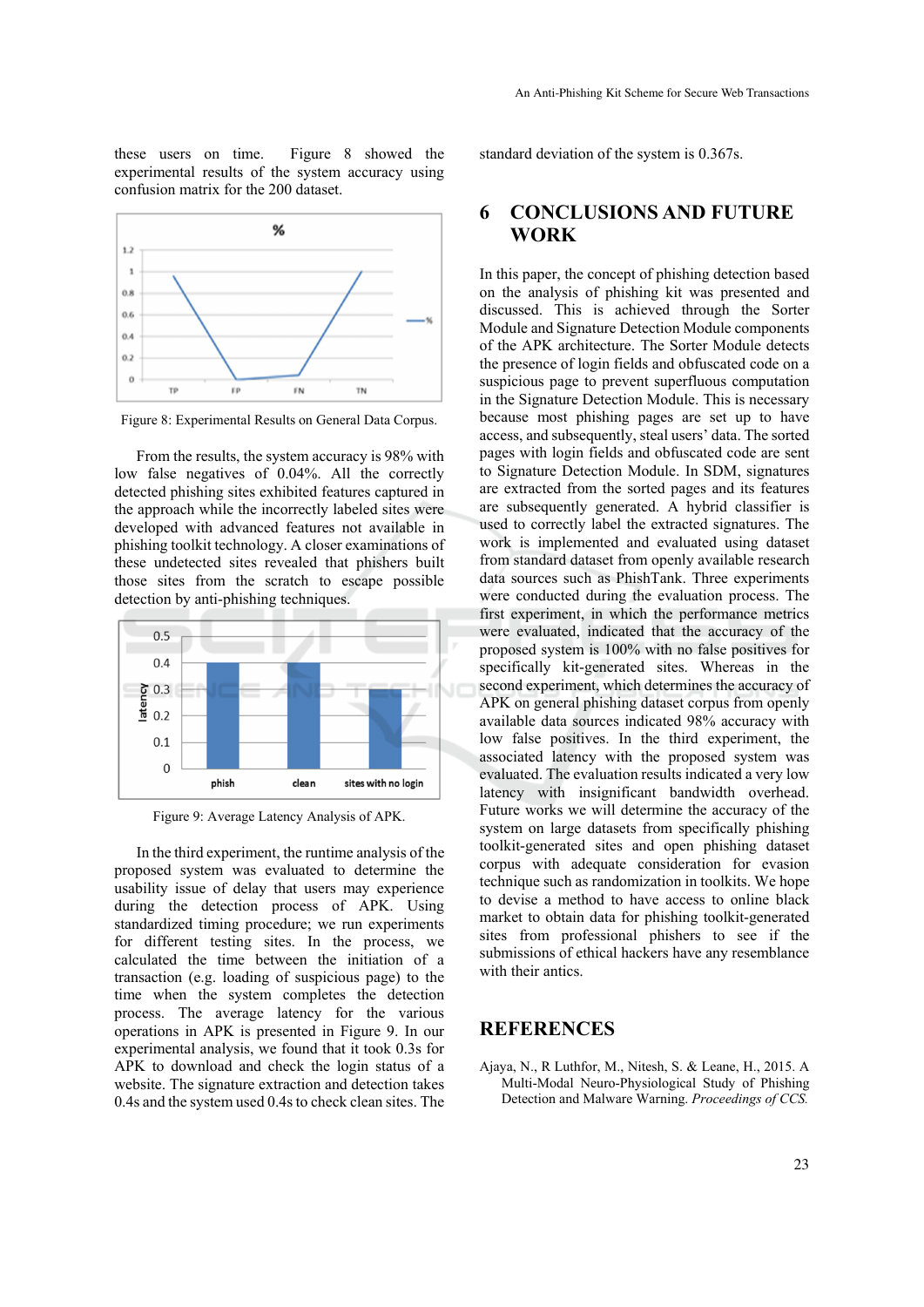these users on time. Figure 8 showed the experimental results of the system accuracy using confusion matrix for the 200 dataset.

Figure 8: Experimental Results on General Data Corpus.

From the results, the system accuracy is 98% with low false negatives of 0.04%. All the correctly detected phishing sites exhibited features captured in the approach while the incorrectly labeled sites were developed with advanced features not available in phishing toolkit technology. A closer examinations of these undetected sites revealed that phishers built those sites from the scratch to escape possible detection by anti-phishing techniques.

Figure 9: Average Latency Analysis of APK.

In the third experiment, the runtime analysis of the proposed system was evaluated to determine the usability issue of delay that users may experience during the detection process of APK. Using standardized timing procedure; we run experiments for different testing sites. In the process, we calculated the time between the initiation of a transaction (e.g. loading of suspicious page) to the time when the system completes the detection process. The average latency for the various operations in APK is presented in Figure 9. In our experimental analysis, we found that it took 0.3s for APK to download and check the login status of a website. The signature extraction and detection takes 0.4s and the system used 0.4s to check clean sites. The standard deviation of the system is 0.367s.

## 6 CONCLUSIONS AND FUTURE WORK

In this paper, the concept of phishing detection based on the analysis of phishing kit was presented and discussed. This is achieved through the Sorter Module and Signature Detection Module components of the APK architecture. The Sorter Module detects the presence of login fields and obfuscated code on a suspicious page to prevent superfluous computation in the Signature Detection Module. This is necessary because most phishing pages are set up to have access, and subsequently, steal users' data. The sorted pages with login fields and obfuscated code are sent to Signature Detection Module. In SDM, signatures are extracted from the sorted pages and its features are subsequently generated. A hybrid classifier is used to correctly label the extracted signatures. The work is implemented and evaluated using dataset from standard dataset from openly available research data sources such as PhishTank. Three experiments were conducted during the evaluation process. The first experiment, in which the performance metrics were evaluated, indicated that the accuracy of the proposed system is 100% with no false positives for specifically kit-generated sites. Whereas in the second experiment, which determines the accuracy of APK on general phishing dataset corpus from openly available data sources indicated 98% accuracy with low false positives. In the third experiment, the associated latency with the proposed system was evaluated. The evaluation results indicated a very low latency with insignificant bandwidth overhead. Future works we will determine the accuracy of the system on large datasets from specifically phishing toolkit-generated sites and open phishing dataset corpus with adequate consideration for evasion technique such as randomization in toolkits. We hope to devise a method to have access to online black market to obtain data for phishing toolkit-generated sites from professional phishers to see if the submissions of ethical hackers have any resemblance with their antics.

## REFERENCES

Ajaya, N., R Luthfor, M., Nitesh, S. & Leane, H., 2015. A Multi-Modal Neuro-Physiological Study of Phishing Detection and Malware Warning. *Proceedings of CCS.*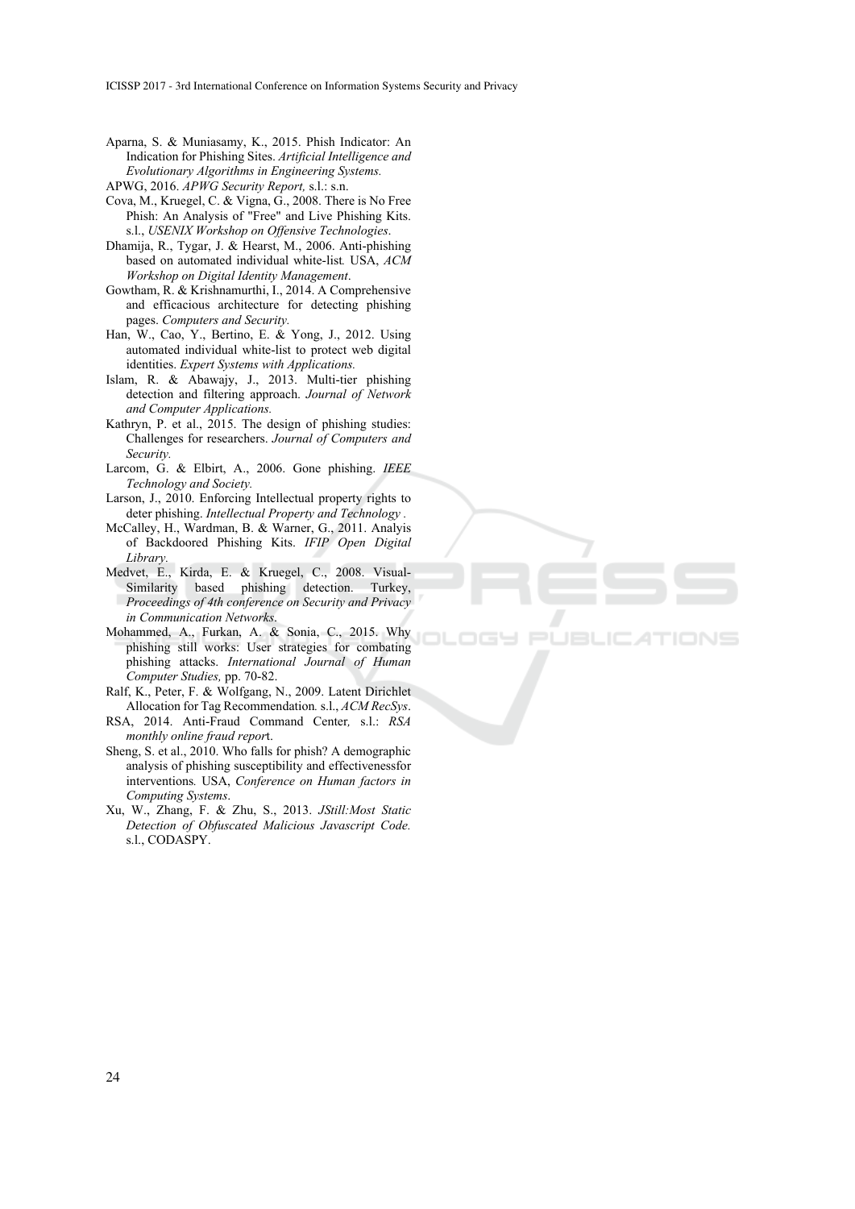Aparna, S. & Muniasamy, K., 2015. Phish Indicator: An Indication for Phishing Sites. *Artificial Intelligence and Evolutionary Algorithms in Engineering Systems.*

APWG, 2016. *APWG Security Report,* s.l.: s.n.

Cova, M., Kruegel, C. & Vigna, G., 2008. There is No Free Phish: An Analysis of "Free" and Live Phishing Kits. s.l., *USENIX Workshop on Offensive Technologies*.

Dhamija, R., Tygar, J. & Hearst, M., 2006. Anti-phishing based on automated individual white-list*.* USA, *ACM Workshop on Digital Identity Management*.

Gowtham, R. & Krishnamurthi, I., 2014. A Comprehensive and efficacious architecture for detecting phishing pages. *Computers and Security.*

Han, W., Cao, Y., Bertino, E. & Yong, J., 2012. Using automated individual white-list to protect web digital identities. *Expert Systems with Applications.*

Islam, R. & Abawajy, J., 2013. Multi-tier phishing detection and filtering approach. *Journal of Network and Computer Applications.*

Kathryn, P. et al., 2015. The design of phishing studies: Challenges for researchers. *Journal of Computers and Security.*

Larcom, G. & Elbirt, A., 2006. Gone phishing. *IEEE Technology and Society.*

Larson, J., 2010. Enforcing Intellectual property rights to deter phishing. *Intellectual Property and Technology .*

McCalley, H., Wardman, B. & Warner, G., 2011. Analyis of Backdoored Phishing Kits. *IFIP Open Digital Library.*

Medvet, E., Kirda, E. & Kruegel, C., 2008. Visual-Similarity based phishing detection. Turkey, *Proceedings of 4th conference on Security and Privacy in Communication Networks*.

Mohammed, A., Furkan, A. & Sonia, C., 2015. Why phishing still works: User strategies for combating phishing attacks. *International Journal of Human Computer Studies,* pp. 70-82.

Ralf, K., Peter, F. & Wolfgang, N., 2009. Latent Dirichlet Allocation for Tag Recommendation*.* s.l., *ACM RecSys*.

RSA, 2014. Anti-Fraud Command Center*,* s.l.: *RSA monthly online fraud repor*t.

Sheng, S. et al., 2010. Who falls for phish? A demographic analysis of phishing susceptibility and effectivenessfor interventions*.* USA, *Conference on Human factors in Computing Systems*.

Xu, W., Zhang, F. & Zhu, S., 2013. *JStill:Most Static Detection of Obfuscated Malicious Javascript Code.* s.l., CODASPY.